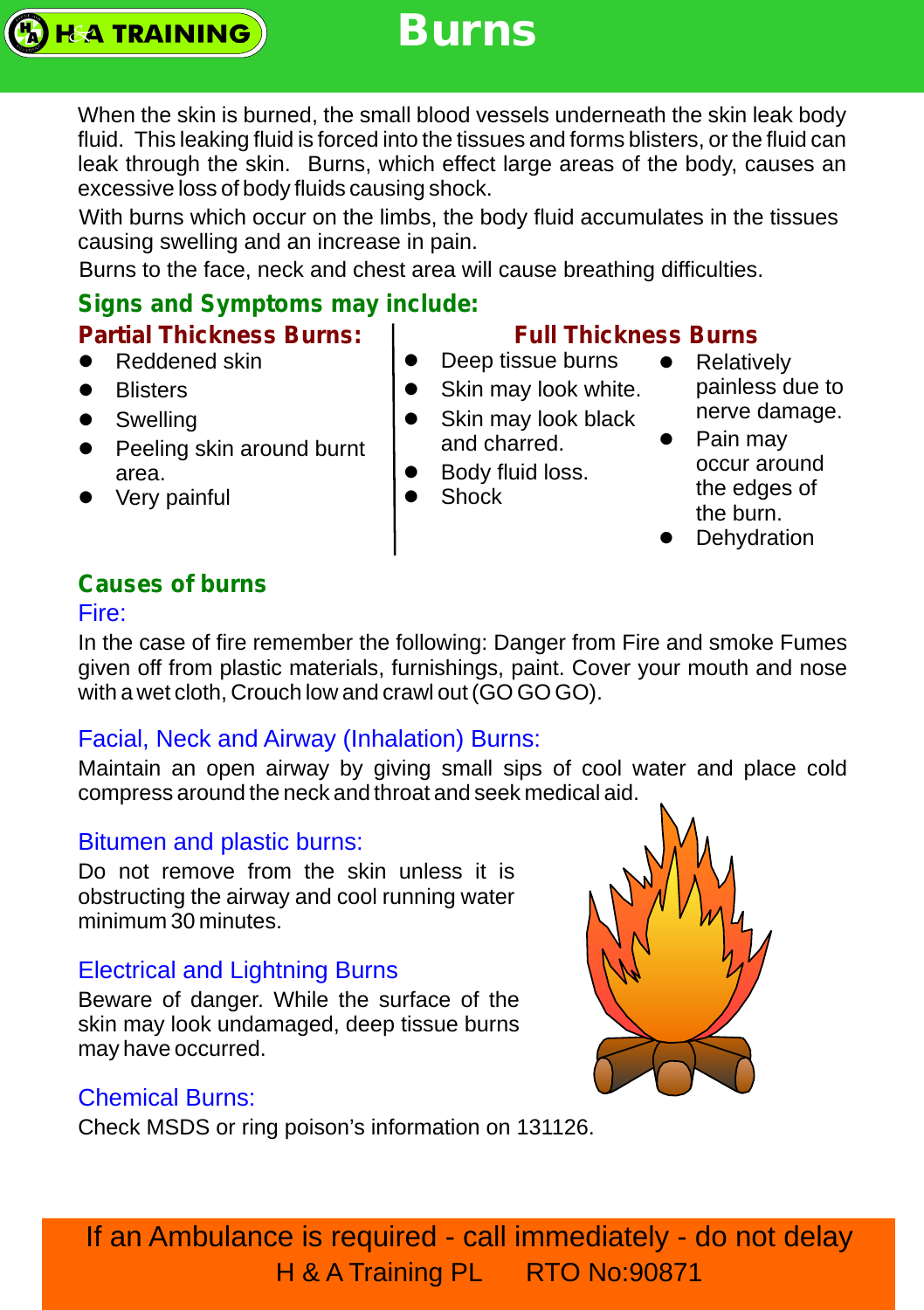# Burns

When the skin is burned, the small blood vessels underneath the skin leak body fluid. This leaking fluid is forced into the tissues and forms blisters, or the fluid can leak through the skin. Burns, which effect large areas of the body, causes an excessive loss of body fluids causing shock.

With burns which occur on the limbs, the body fluid accumulates in the tissues causing swelling and an increase in pain.

Burns to the face, neck and chest area will cause breathing difficulties.

## Signs and Symptoms may include:

### Partial Thickness Burns:

- Reddened skin
- Blisters
- Swelling
- Peeling skin around burnt area.
- Very painful

### Full Thickness Burns

- Deep tissue burns
- Skin may look white.
- Skin may look black and charred.
- Body fluid loss.
- Shock
- Relatively painless due to nerve damage.
- Pain may occur around the edges of the burn.
- Dehydration

## Causes of burns

### Fire:

In the case of fire remember the following: Danger from Fire and smoke Fumes given off from plastic materials, furnishings, paint. Cover your mouth and nose with a wet cloth, Crouch low and crawl out (GO GO GO).

### Facial, Neck and Airway (Inhalation) Burns:

Maintain an open airway by giving small sips of cool water and place cold compress around the neck and throat and seek medical aid.

### Bitumen and plastic burns:

Do not remove from the skin unless it is obstructing the airway and cool running water minimum 30 minutes.

### Electrical and Lightning Burns

Beware of danger. While the surface of the skin may look undamaged, deep tissue burns may have occurred.

### Chemical Burns:

Check MSDS or ring poison's information on 131126.

**If an Ambulance is required - call immediately - do not delay**

H & A Training PL RTO No:90871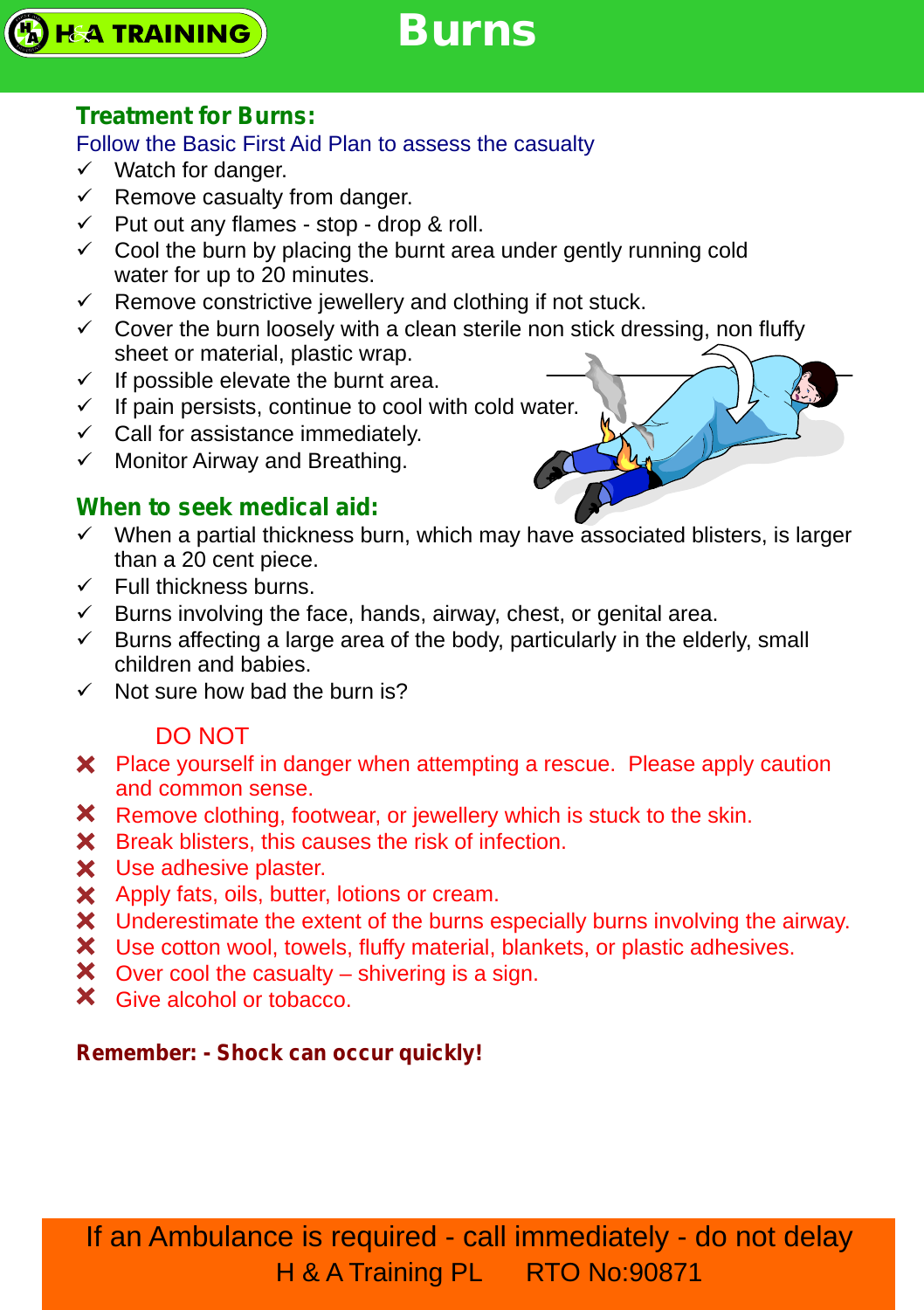# Burns

## Treatment for Burns:

Follow the Basic First Aid Plan to assess the casualty

- ✓ Watch for danger.
- ✓ Remove casualty from danger.
- ✓ Put out any flames - stop - drop & roll.
- ✓ Cool the burn by placing the burnt area under gently running cold water for up to 20 minutes.
- ✓ Remove constrictive jewellery and clothing if not stuck.
- ✓ Cover the burn loosely with a clean sterile non stick dressing, non fluffy sheet or material, plastic wrap.
- ✓ If possible elevate the burnt area.
- ✓ If pain persists, continue to cool with cold water.
- ✓ Call for assistance immediately.
- ✓ Monitor Airway and Breathing.

## When to seek medical aid:

- ✓ When a partial thickness burn, which may have associated blisters, is larger than a 20 cent piece.
- ✓ Full thickness burns.
- ✓ Burns involving the face, hands, airway, chest, or genital area.
- ✓ Burns affecting a large area of the body, particularly in the elderly, small children and babies.
- ✓ Not sure how bad the burn is?

DO NOT

- ✖ Place yourself in danger when attempting a rescue. Please apply caution and common sense.
- ✖ Remove clothing, footwear, or jewellery which is stuck to the skin.
- ✖ Break blisters, this causes the risk of infection.
- ✖ Use adhesive plaster.
- ✖ Apply fats, oils, butter, lotions or cream.
- ✖ Underestimate the extent of the burns especially burns involving the airway.
- ✖ Use cotton wool, towels, fluffy material, blankets, or plastic adhesives.
- ✖ Over cool the casualty – shivering is a sign.
- ✖ Give alcohol or tobacco.

**Remember: - Shock can occur quickly!**

If an Ambulance is required - call immediately - do not delay
H & A Training PL RTO No:90871